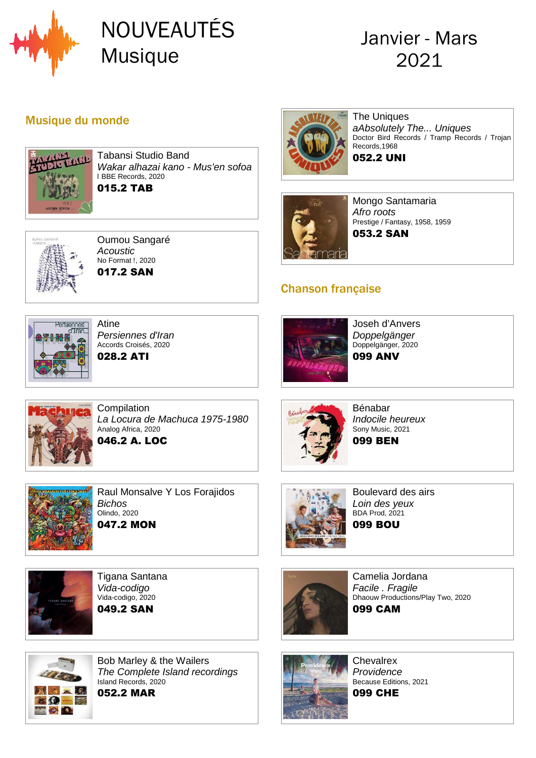# NOUVEAUTÉS Musique

## Janvier - Mars 2021

### Musique du monde

Tabansi Studio Band
*Wakar alhazai kano - Mus'en sofoa*
l BBE Records, 2020
**015.2 TAB**

Oumou Sangaré
*Acoustic*
No Format !, 2020
**017.2 SAN**

Atine
*Persiennes d'Iran*
Accords Croisés, 2020
**028.2 ATI**

Compilation
*La Locura de Machuca 1975-1980*
Analog Africa, 2020
**046.2 A. LOC**

Raul Monsalve Y Los Forajidos
*Bichos*
Olindo, 2020
**047.2 MON**

Tigana Santana
*Vida-codigo*
Vida-codigo, 2020
**049.2 SAN**

Bob Marley & the Wailers
*The Complete Island recordings*
Island Records, 2020
**052.2 MAR**

The Uniques
*aAbsolutely The... Uniques*
Doctor Bird Records / Tramp Records / Trojan Records,1968
**052.2 UNI**

Mongo Santamaria
*Afro roots*
Prestige / Fantasy, 1958, 1959
**053.2 SAN**

### Chanson française

Joseh d'Anvers
*Doppelgänger*
Doppelgänger, 2020
**099 ANV**

Bénabar
*Indocile heureux*
Sony Music, 2021
**099 BEN**

Boulevard des airs
*Loin des yeux*
BDA Prod, 2021
**099 BOU**

Camelia Jordana
*Facile . Fragile*
Dhaouw Productions/Play Two, 2020
**099 CAM**

Chevalrex
*Providence*
Because Editions, 2021
**099 CHE**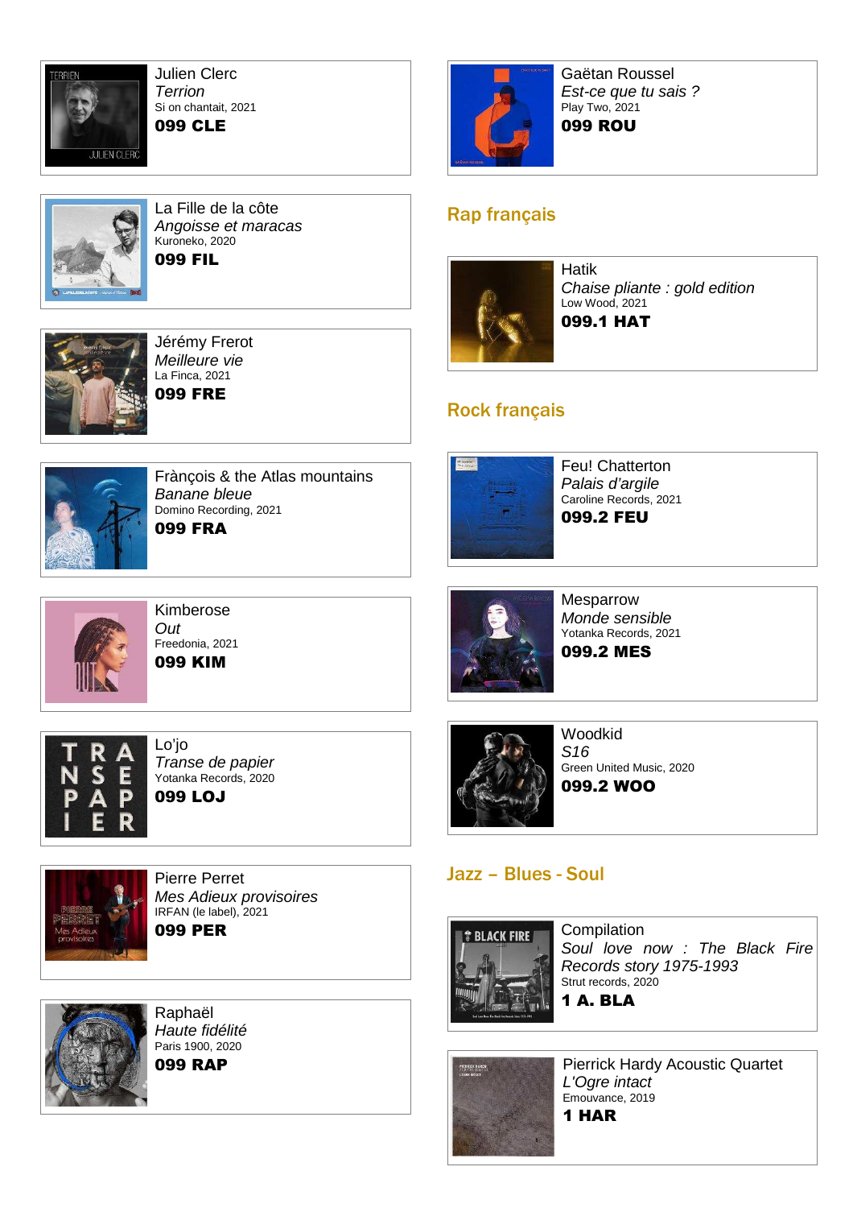Julien Clerc
*Terrion*
Si on chantait, 2021
**099 CLE**

La Fille de la côte
*Angoisse et maracas*
Kuroneko, 2020
**099 FIL**

Jérémy Frerot
*Meilleure vie*
La Finca, 2021
**099 FRE**

Frànçois & the Atlas mountains
*Banane bleue*
Domino Recording, 2021
**099 FRA**

Kimberose
*Out*
Freedonia, 2021
**099 KIM**

Lo'jo
*Transe de papier*
Yotanka Records, 2020
**099 LOJ**

Pierre Perret
*Mes Adieux provisoires*
IRFAN (le label), 2021
**099 PER**

Raphaël
*Haute fidélité*
Paris 1900, 2020
**099 RAP**

Gaëtan Roussel
*Est-ce que tu sais ?*
Play Two, 2021
**099 ROU**

## Rap français

Hatik
*Chaise pliante : gold edition*
Low Wood, 2021
**099.1 HAT**

## Rock français

Feu! Chatterton
*Palais d'argile*
Caroline Records, 2021
**099.2 FEU**

Mesparrow
*Monde sensible*
Yotanka Records, 2021
**099.2 MES**

Woodkid
*S16*
Green United Music, 2020
**099.2 WOO**

## Jazz – Blues - Soul

Compilation
*Soul love now : The Black Fire Records story 1975-1993*
Strut records, 2020
**1 A. BLA**

Pierrick Hardy Acoustic Quartet
*L'Ogre intact*
Emouvance, 2019
**1 HAR**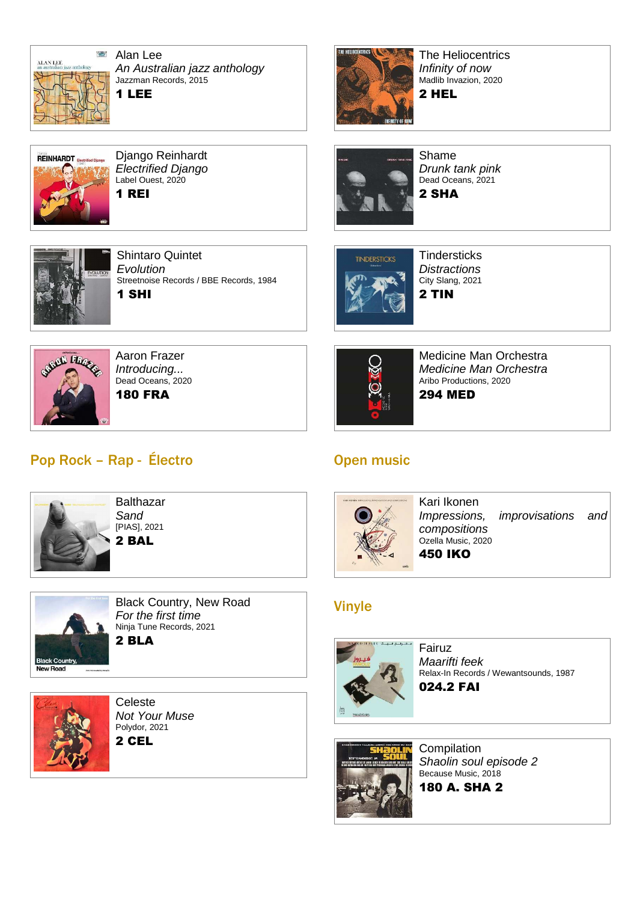Alan Lee
*An Australian jazz anthology*
Jazzman Records, 2015
**1 LEE**

Django Reinhardt
*Electrified Django*
Label Ouest, 2020
**1 REI**

Shintaro Quintet
*Evolution*
Streetnoise Records / BBE Records, 1984
**1 SHI**

Aaron Frazer
*Introducing...*
Dead Oceans, 2020
**180 FRA**

The Heliocentrics
*Infinity of now*
Madlib Invazion, 2020
**2 HEL**

Shame
*Drunk tank pink*
Dead Oceans, 2021
**2 SHA**

Tindersticks
*Distractions*
City Slang, 2021
**2 TIN**

Medicine Man Orchestra
*Medicine Man Orchestra*
Aribo Productions, 2020
**294 MED**

## Pop Rock – Rap - Électro

Balthazar
*Sand*
[PIAS], 2021
**2 BAL**

Black Country, New Road
*For the first time*
Ninja Tune Records, 2021
**2 BLA**

Celeste
*Not Your Muse*
Polydor, 2021
**2 CEL**

## Open music

Kari Ikonen
*Impressions, improvisations and compositions*
Ozella Music, 2020
**450 IKO**

## Vinyle

Fairuz
*Maarifti feek*
Relax-In Records / Wewantsounds, 1987
**024.2 FAI**

Compilation
*Shaolin soul episode 2*
Because Music, 2018
**180 A. SHA 2**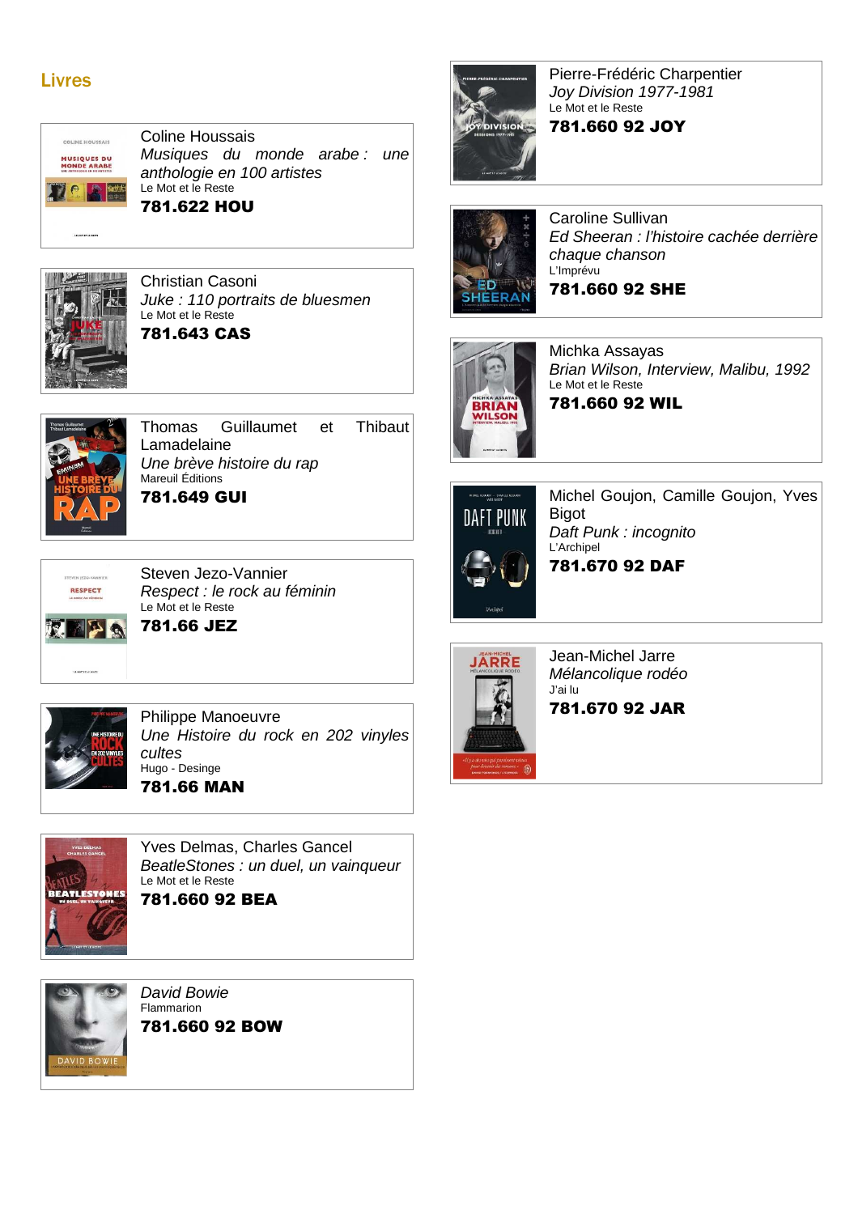## Livres

Coline Houssais
*Musiques du monde arabe : une anthologie en 100 artistes*
Le Mot et le Reste
**781.622 HOU**

Christian Casoni
*Juke : 110 portraits de bluesmen*
Le Mot et le Reste
**781.643 CAS**

Thomas Guillaumet et Thibaut Lamadelaine
*Une brève histoire du rap*
Mareuil Éditions
**781.649 GUI**

Steven Jezo-Vannier
*Respect : le rock au féminin*
Le Mot et le Reste
**781.66 JEZ**

Philippe Manoeuvre
*Une Histoire du rock en 202 vinyles cultes*
Hugo - Desinge
**781.66 MAN**

Yves Delmas, Charles Gancel
*BeatleStones : un duel, un vainqueur*
Le Mot et le Reste
**781.660 92 BEA**

*David Bowie*
Flammarion
**781.660 92 BOW**

Pierre-Frédéric Charpentier
*Joy Division 1977-1981*
Le Mot et le Reste
**781.660 92 JOY**

Caroline Sullivan
*Ed Sheeran : l'histoire cachée derrière chaque chanson*
L'Imprévu
**781.660 92 SHE**

Michka Assayas
*Brian Wilson, Interview, Malibu, 1992*
Le Mot et le Reste
**781.660 92 WIL**

Michel Goujon, Camille Goujon, Yves Bigot
*Daft Punk : incognito*
L'Archipel
**781.670 92 DAF**

Jean-Michel Jarre
*Mélancolique rodéo*
J'ai lu
**781.670 92 JAR**